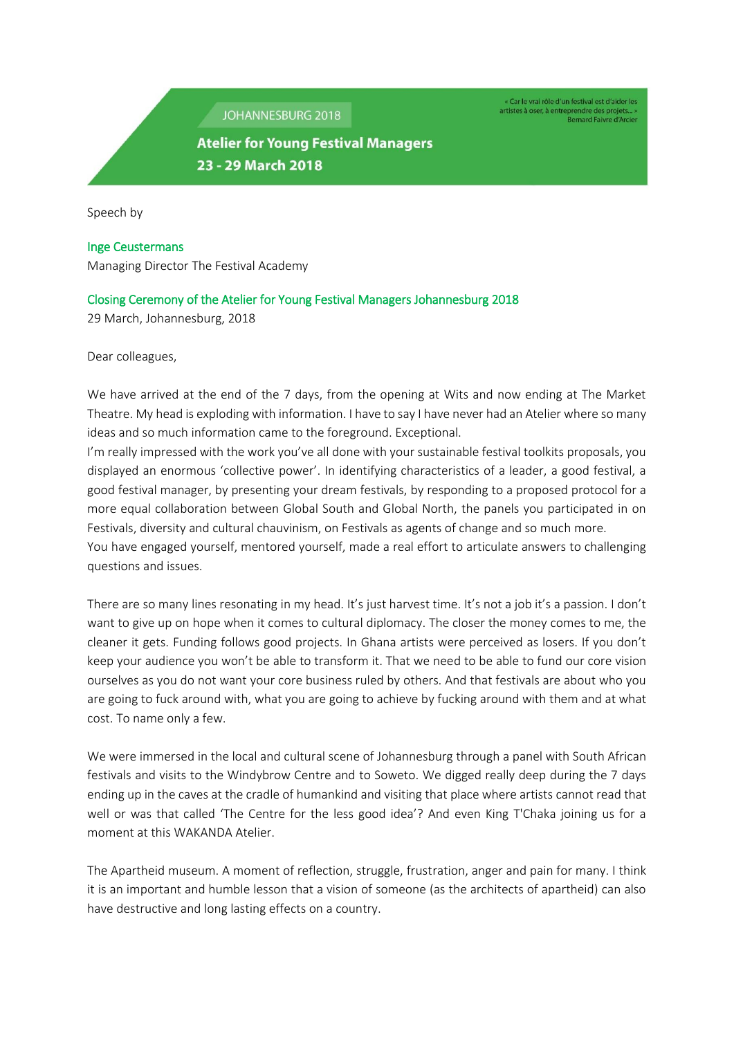JOHANNESBURG 2018

**Atelier for Young Festival Managers**
**23 - 29 March 2018**

« Car le vrai rôle d'un festival est d'aider les artistes à oser, à entreprendre des projets... »
Bernard Faivre d'Arcier

Speech by

Inge Ceustermans
Managing Director The Festival Academy

Closing Ceremony of the Atelier for Young Festival Managers Johannesburg 2018
29 March, Johannesburg, 2018

Dear colleagues,

We have arrived at the end of the 7 days, from the opening at Wits and now ending at The Market Theatre. My head is exploding with information. I have to say I have never had an Atelier where so many ideas and so much information came to the foreground. Exceptional.
I'm really impressed with the work you've all done with your sustainable festival toolkits proposals, you displayed an enormous 'collective power'. In identifying characteristics of a leader, a good festival, a good festival manager, by presenting your dream festivals, by responding to a proposed protocol for a more equal collaboration between Global South and Global North, the panels you participated in on Festivals, diversity and cultural chauvinism, on Festivals as agents of change and so much more.
You have engaged yourself, mentored yourself, made a real effort to articulate answers to challenging questions and issues.

There are so many lines resonating in my head. It's just harvest time. It's not a job it's a passion. I don't want to give up on hope when it comes to cultural diplomacy. The closer the money comes to me, the cleaner it gets. Funding follows good projects. In Ghana artists were perceived as losers. If you don't keep your audience you won't be able to transform it. That we need to be able to fund our core vision ourselves as you do not want your core business ruled by others. And that festivals are about who you are going to fuck around with, what you are going to achieve by fucking around with them and at what cost. To name only a few.

We were immersed in the local and cultural scene of Johannesburg through a panel with South African festivals and visits to the Windybrow Centre and to Soweto. We digged really deep during the 7 days ending up in the caves at the cradle of humankind and visiting that place where artists cannot read that well or was that called 'The Centre for the less good idea'? And even King T'Chaka joining us for a moment at this WAKANDA Atelier.

The Apartheid museum. A moment of reflection, struggle, frustration, anger and pain for many. I think it is an important and humble lesson that a vision of someone (as the architects of apartheid) can also have destructive and long lasting effects on a country.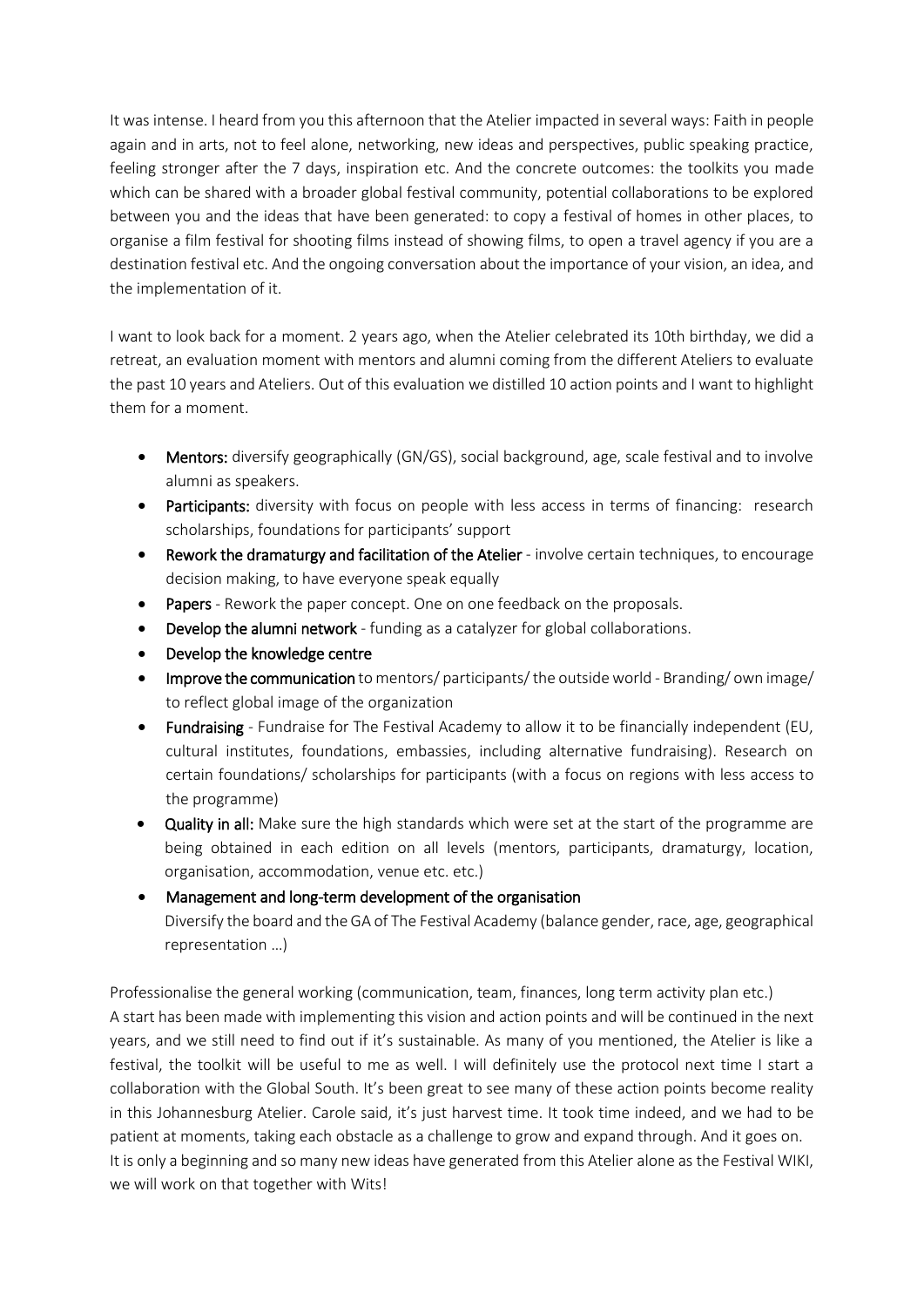It was intense. I heard from you this afternoon that the Atelier impacted in several ways: Faith in people again and in arts, not to feel alone, networking, new ideas and perspectives, public speaking practice, feeling stronger after the 7 days, inspiration etc. And the concrete outcomes: the toolkits you made which can be shared with a broader global festival community, potential collaborations to be explored between you and the ideas that have been generated: to copy a festival of homes in other places, to organise a film festival for shooting films instead of showing films, to open a travel agency if you are a destination festival etc. And the ongoing conversation about the importance of your vision, an idea, and the implementation of it.

I want to look back for a moment. 2 years ago, when the Atelier celebrated its 10th birthday, we did a retreat, an evaluation moment with mentors and alumni coming from the different Ateliers to evaluate the past 10 years and Ateliers. Out of this evaluation we distilled 10 action points and I want to highlight them for a moment.

- **Mentors:** diversify geographically (GN/GS), social background, age, scale festival and to involve alumni as speakers.
- **Participants:** diversity with focus on people with less access in terms of financing: research scholarships, foundations for participants' support
- **Rework the dramaturgy and facilitation of the Atelier** - involve certain techniques, to encourage decision making, to have everyone speak equally
- **Papers** - Rework the paper concept. One on one feedback on the proposals.
- **Develop the alumni network** - funding as a catalyzer for global collaborations.
- **Develop the knowledge centre**
- **Improve the communication** to mentors/ participants/ the outside world - Branding/ own image/ to reflect global image of the organization
- **Fundraising** - Fundraise for The Festival Academy to allow it to be financially independent (EU, cultural institutes, foundations, embassies, including alternative fundraising). Research on certain foundations/ scholarships for participants (with a focus on regions with less access to the programme)
- **Quality in all:** Make sure the high standards which were set at the start of the programme are being obtained in each edition on all levels (mentors, participants, dramaturgy, location, organisation, accommodation, venue etc. etc.)
- **Management and long-term development of the organisation**
  Diversify the board and the GA of The Festival Academy (balance gender, race, age, geographical representation …)

Professionalise the general working (communication, team, finances, long term activity plan etc.)
A start has been made with implementing this vision and action points and will be continued in the next years, and we still need to find out if it's sustainable. As many of you mentioned, the Atelier is like a festival, the toolkit will be useful to me as well. I will definitely use the protocol next time I start a collaboration with the Global South. It's been great to see many of these action points become reality in this Johannesburg Atelier. Carole said, it's just harvest time. It took time indeed, and we had to be patient at moments, taking each obstacle as a challenge to grow and expand through. And it goes on.
It is only a beginning and so many new ideas have generated from this Atelier alone as the Festival WIKI, we will work on that together with Wits!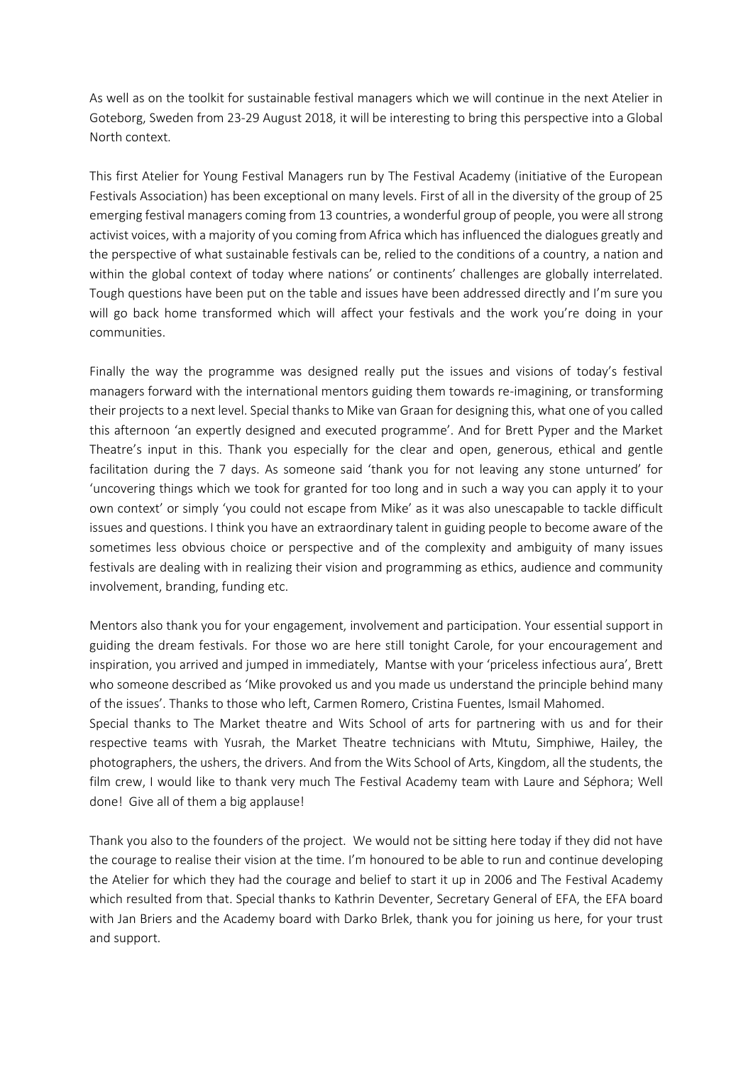As well as on the toolkit for sustainable festival managers which we will continue in the next Atelier in Goteborg, Sweden from 23-29 August 2018, it will be interesting to bring this perspective into a Global North context.

This first Atelier for Young Festival Managers run by The Festival Academy (initiative of the European Festivals Association) has been exceptional on many levels. First of all in the diversity of the group of 25 emerging festival managers coming from 13 countries, a wonderful group of people, you were all strong activist voices, with a majority of you coming from Africa which has influenced the dialogues greatly and the perspective of what sustainable festivals can be, relied to the conditions of a country, a nation and within the global context of today where nations' or continents' challenges are globally interrelated. Tough questions have been put on the table and issues have been addressed directly and I'm sure you will go back home transformed which will affect your festivals and the work you're doing in your communities.

Finally the way the programme was designed really put the issues and visions of today's festival managers forward with the international mentors guiding them towards re-imagining, or transforming their projects to a next level. Special thanks to Mike van Graan for designing this, what one of you called this afternoon 'an expertly designed and executed programme'. And for Brett Pyper and the Market Theatre's input in this. Thank you especially for the clear and open, generous, ethical and gentle facilitation during the 7 days. As someone said 'thank you for not leaving any stone unturned' for 'uncovering things which we took for granted for too long and in such a way you can apply it to your own context' or simply 'you could not escape from Mike' as it was also unescapable to tackle difficult issues and questions. I think you have an extraordinary talent in guiding people to become aware of the sometimes less obvious choice or perspective and of the complexity and ambiguity of many issues festivals are dealing with in realizing their vision and programming as ethics, audience and community involvement, branding, funding etc.

Mentors also thank you for your engagement, involvement and participation. Your essential support in guiding the dream festivals. For those wo are here still tonight Carole, for your encouragement and inspiration, you arrived and jumped in immediately, Mantse with your 'priceless infectious aura', Brett who someone described as 'Mike provoked us and you made us understand the principle behind many of the issues'. Thanks to those who left, Carmen Romero, Cristina Fuentes, Ismail Mahomed.
Special thanks to The Market theatre and Wits School of arts for partnering with us and for their respective teams with Yusrah, the Market Theatre technicians with Mtutu, Simphiwe, Hailey, the photographers, the ushers, the drivers. And from the Wits School of Arts, Kingdom, all the students, the film crew, I would like to thank very much The Festival Academy team with Laure and Séphora; Well done! Give all of them a big applause!

Thank you also to the founders of the project. We would not be sitting here today if they did not have the courage to realise their vision at the time. I'm honoured to be able to run and continue developing the Atelier for which they had the courage and belief to start it up in 2006 and The Festival Academy which resulted from that. Special thanks to Kathrin Deventer, Secretary General of EFA, the EFA board with Jan Briers and the Academy board with Darko Brlek, thank you for joining us here, for your trust and support.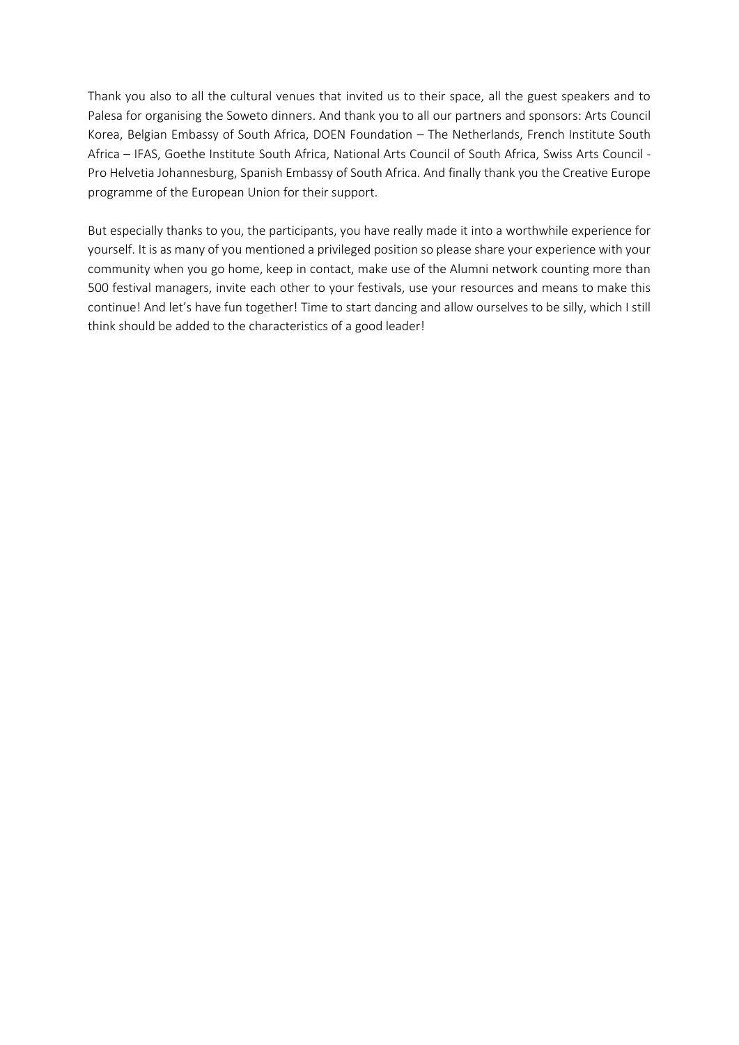Thank you also to all the cultural venues that invited us to their space, all the guest speakers and to Palesa for organising the Soweto dinners. And thank you to all our partners and sponsors: Arts Council Korea, Belgian Embassy of South Africa, DOEN Foundation – The Netherlands, French Institute South Africa – IFAS, Goethe Institute South Africa, National Arts Council of South Africa, Swiss Arts Council - Pro Helvetia Johannesburg, Spanish Embassy of South Africa. And finally thank you the Creative Europe programme of the European Union for their support.

But especially thanks to you, the participants, you have really made it into a worthwhile experience for yourself. It is as many of you mentioned a privileged position so please share your experience with your community when you go home, keep in contact, make use of the Alumni network counting more than 500 festival managers, invite each other to your festivals, use your resources and means to make this continue! And let's have fun together! Time to start dancing and allow ourselves to be silly, which I still think should be added to the characteristics of a good leader!